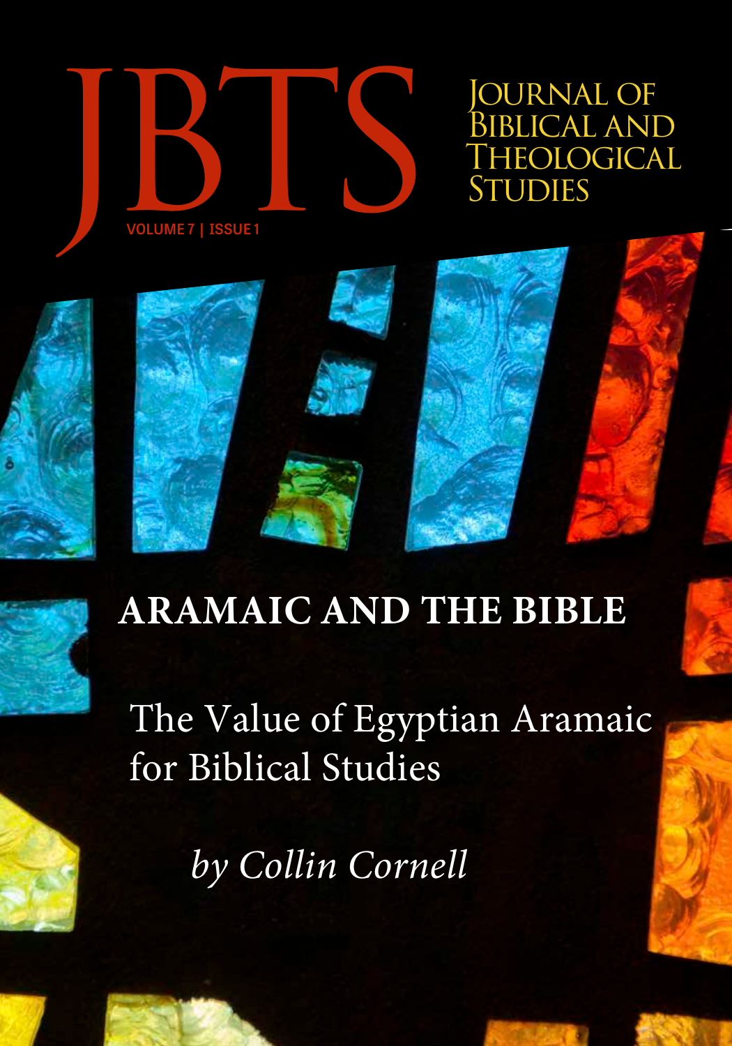# JBTS

**Journal of Biblical and Theological Studies**

VOLUME 7 | ISSUE 1

## ARAMAIC AND THE BIBLE

# The Value of Egyptian Aramaic for Biblical Studies

*by Collin Cornell*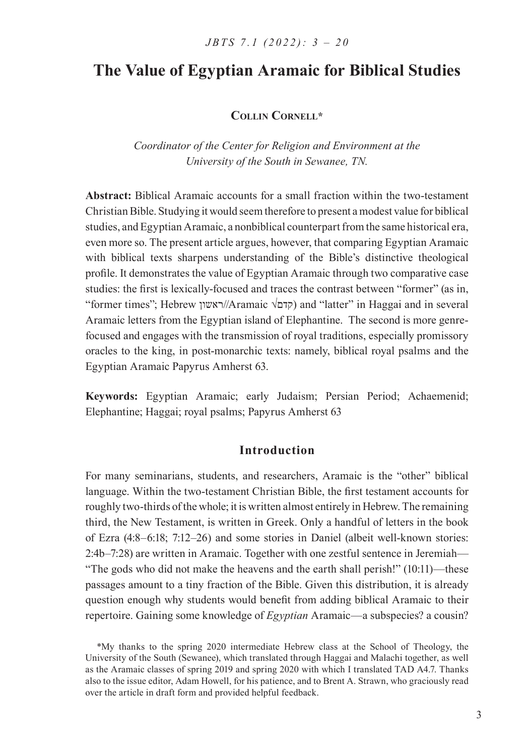# The Value of Egyptian Aramaic for Biblical Studies

**Collin Cornell***

*Coordinator of the Center for Religion and Environment at the University of the South in Sewanee, TN.*

**Abstract:** Biblical Aramaic accounts for a small fraction within the two-testament Christian Bible. Studying it would seem therefore to present a modest value for biblical studies, and Egyptian Aramaic, a nonbiblical counterpart from the same historical era, even more so. The present article argues, however, that comparing Egyptian Aramaic with biblical texts sharpens understanding of the Bible's distinctive theological profile. It demonstrates the value of Egyptian Aramaic through two comparative case studies: the first is lexically-focused and traces the contrast between "former" (as in, "former times"; Hebrew ראשון//Aramaic √קדם) and "latter" in Haggai and in several Aramaic letters from the Egyptian island of Elephantine. The second is more genre-focused and engages with the transmission of royal traditions, especially promissory oracles to the king, in post-monarchic texts: namely, biblical royal psalms and the Egyptian Aramaic Papyrus Amherst 63.

**Keywords:** Egyptian Aramaic; early Judaism; Persian Period; Achaemenid; Elephantine; Haggai; royal psalms; Papyrus Amherst 63

## Introduction

For many seminarians, students, and researchers, Aramaic is the "other" biblical language. Within the two-testament Christian Bible, the first testament accounts for roughly two-thirds of the whole; it is written almost entirely in Hebrew. The remaining third, the New Testament, is written in Greek. Only a handful of letters in the book of Ezra (4:8–6:18; 7:12–26) and some stories in Daniel (albeit well-known stories: 2:4b–7:28) are written in Aramaic. Together with one zestful sentence in Jeremiah—"The gods who did not make the heavens and the earth shall perish!" (10:11)—these passages amount to a tiny fraction of the Bible. Given this distribution, it is already question enough why students would benefit from adding biblical Aramaic to their repertoire. Gaining some knowledge of *Egyptian* Aramaic—a subspecies? a cousin?

*My thanks to the spring 2020 intermediate Hebrew class at the School of Theology, the University of the South (Sewanee), which translated through Haggai and Malachi together, as well as the Aramaic classes of spring 2019 and spring 2020 with which I translated TAD A4.7. Thanks also to the issue editor, Adam Howell, for his patience, and to Brent A. Strawn, who graciously read over the article in draft form and provided helpful feedback.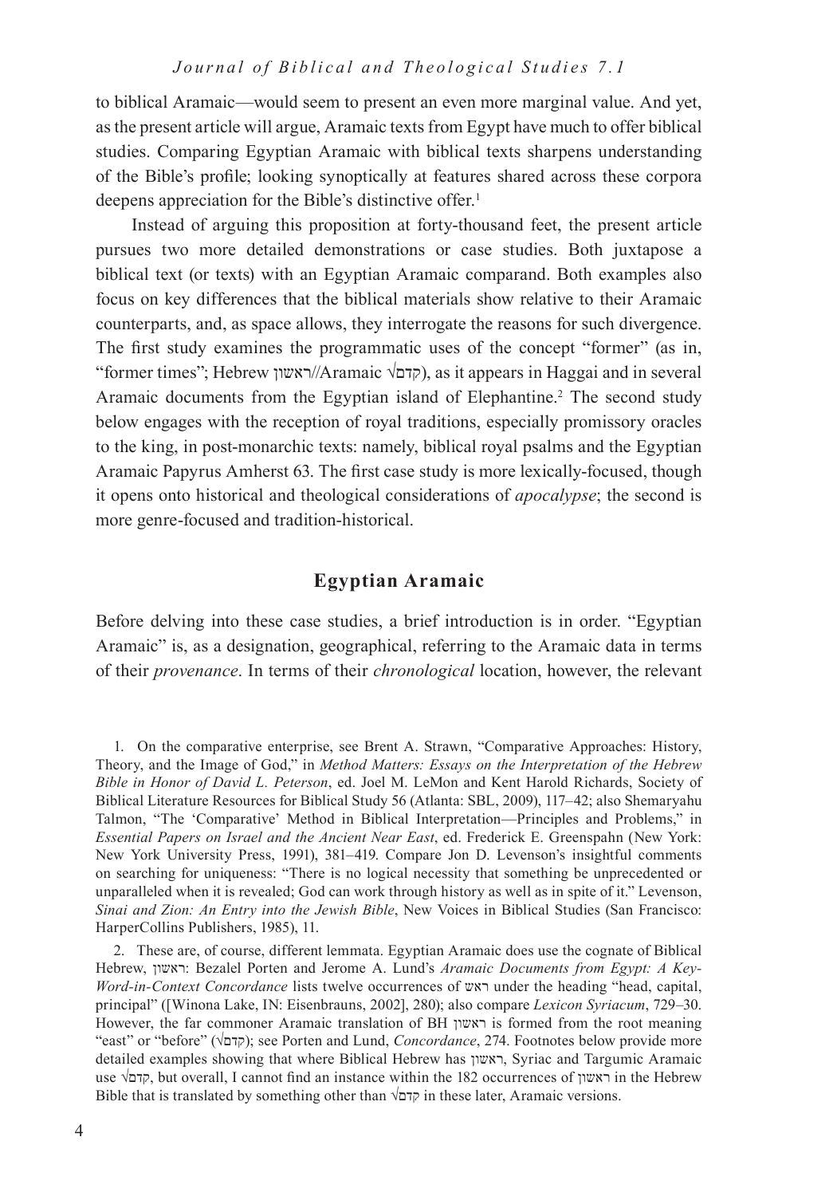to biblical Aramaic—would seem to present an even more marginal value. And yet, as the present article will argue, Aramaic texts from Egypt have much to offer biblical studies. Comparing Egyptian Aramaic with biblical texts sharpens understanding of the Bible's profile; looking synoptically at features shared across these corpora deepens appreciation for the Bible's distinctive offer.[1]

Instead of arguing this proposition at forty-thousand feet, the present article pursues two more detailed demonstrations or case studies. Both juxtapose a biblical text (or texts) with an Egyptian Aramaic comparand. Both examples also focus on key differences that the biblical materials show relative to their Aramaic counterparts, and, as space allows, they interrogate the reasons for such divergence. The first study examines the programmatic uses of the concept "former" (as in, "former times"; Hebrew ראשון//Aramaic √קדם), as it appears in Haggai and in several Aramaic documents from the Egyptian island of Elephantine.[2] The second study below engages with the reception of royal traditions, especially promissory oracles to the king, in post-monarchic texts: namely, biblical royal psalms and the Egyptian Aramaic Papyrus Amherst 63. The first case study is more lexically-focused, though it opens onto historical and theological considerations of *apocalypse*; the second is more genre-focused and tradition-historical.

## Egyptian Aramaic

Before delving into these case studies, a brief introduction is in order. "Egyptian Aramaic" is, as a designation, geographical, referring to the Aramaic data in terms of their *provenance*. In terms of their *chronological* location, however, the relevant

1. On the comparative enterprise, see Brent A. Strawn, "Comparative Approaches: History, Theory, and the Image of God," in *Method Matters: Essays on the Interpretation of the Hebrew Bible in Honor of David L. Peterson*, ed. Joel M. LeMon and Kent Harold Richards, Society of Biblical Literature Resources for Biblical Study 56 (Atlanta: SBL, 2009), 117–42; also Shemaryahu Talmon, "The 'Comparative' Method in Biblical Interpretation—Principles and Problems," in *Essential Papers on Israel and the Ancient Near East*, ed. Frederick E. Greenspahn (New York: New York University Press, 1991), 381–419. Compare Jon D. Levenson's insightful comments on searching for uniqueness: "There is no logical necessity that something be unprecedented or unparalleled when it is revealed; God can work through history as well as in spite of it." Levenson, *Sinai and Zion: An Entry into the Jewish Bible*, New Voices in Biblical Studies (San Francisco: HarperCollins Publishers, 1985), 11.

2. These are, of course, different lemmata. Egyptian Aramaic does use the cognate of Biblical Hebrew, ראשון: Bezalel Porten and Jerome A. Lund's *Aramaic Documents from Egypt: A Key-Word-in-Context Concordance* lists twelve occurrences of ראש under the heading "head, capital, principal" ([Winona Lake, IN: Eisenbrauns, 2002], 280); also compare *Lexicon Syriacum*, 729–30. However, the far commoner Aramaic translation of BH ראשון is formed from the root meaning "east" or "before" (√קדם); see Porten and Lund, *Concordance*, 274. Footnotes below provide more detailed examples showing that where Biblical Hebrew has ראשון, Syriac and Targumic Aramaic use √קדם, but overall, I cannot find an instance within the 182 occurrences of ראשון in the Hebrew Bible that is translated by something other than √קדם in these later, Aramaic versions.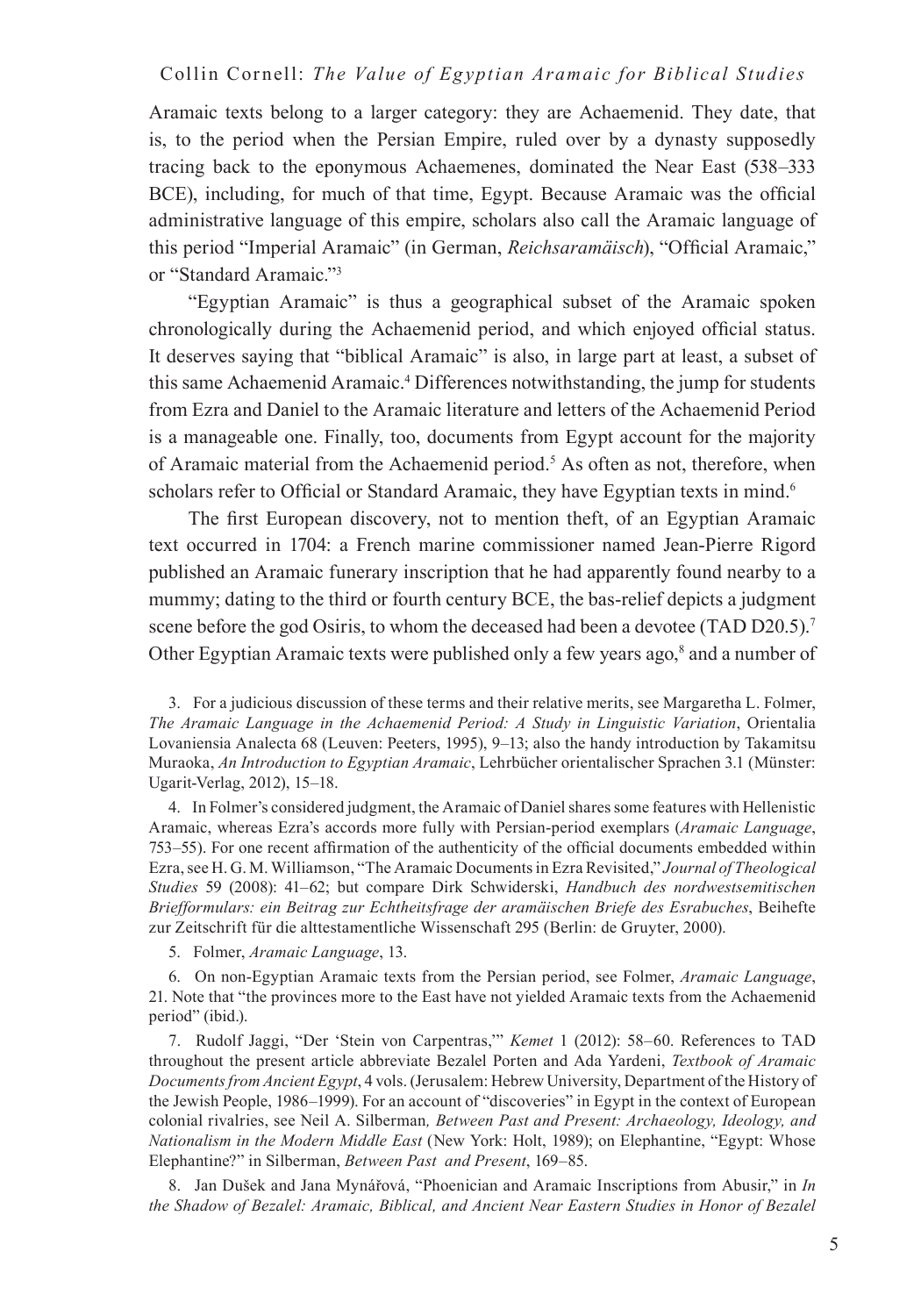Aramaic texts belong to a larger category: they are Achaemenid. They date, that is, to the period when the Persian Empire, ruled over by a dynasty supposedly tracing back to the eponymous Achaemenes, dominated the Near East (538–333 BCE), including, for much of that time, Egypt. Because Aramaic was the official administrative language of this empire, scholars also call the Aramaic language of this period "Imperial Aramaic" (in German, *Reichsaramäisch*), "Official Aramaic," or "Standard Aramaic."[3]

"Egyptian Aramaic" is thus a geographical subset of the Aramaic spoken chronologically during the Achaemenid period, and which enjoyed official status. It deserves saying that "biblical Aramaic" is also, in large part at least, a subset of this same Achaemenid Aramaic.[4] Differences notwithstanding, the jump for students from Ezra and Daniel to the Aramaic literature and letters of the Achaemenid Period is a manageable one. Finally, too, documents from Egypt account for the majority of Aramaic material from the Achaemenid period.[5] As often as not, therefore, when scholars refer to Official or Standard Aramaic, they have Egyptian texts in mind.[6]

The first European discovery, not to mention theft, of an Egyptian Aramaic text occurred in 1704: a French marine commissioner named Jean-Pierre Rigord published an Aramaic funerary inscription that he had apparently found nearby to a mummy; dating to the third or fourth century BCE, the bas-relief depicts a judgment scene before the god Osiris, to whom the deceased had been a devotee (TAD D20.5).[7] Other Egyptian Aramaic texts were published only a few years ago,[8] and a number of

3. For a judicious discussion of these terms and their relative merits, see Margaretha L. Folmer, *The Aramaic Language in the Achaemenid Period: A Study in Linguistic Variation*, Orientalia Lovaniensia Analecta 68 (Leuven: Peeters, 1995), 9–13; also the handy introduction by Takamitsu Muraoka, *An Introduction to Egyptian Aramaic*, Lehrbücher orientalischer Sprachen 3.1 (Münster: Ugarit-Verlag, 2012), 15–18.

4. In Folmer's considered judgment, the Aramaic of Daniel shares some features with Hellenistic Aramaic, whereas Ezra's accords more fully with Persian-period exemplars (*Aramaic Language*, 753–55). For one recent affirmation of the authenticity of the official documents embedded within Ezra, see H. G. M. Williamson, "The Aramaic Documents in Ezra Revisited," *Journal of Theological Studies* 59 (2008): 41–62; but compare Dirk Schwiderski, *Handbuch des nordwestsemitischen Briefformulars: ein Beitrag zur Echtheitsfrage der aramäischen Briefe des Esrabuches*, Beihefte zur Zeitschrift für die alttestamentliche Wissenschaft 295 (Berlin: de Gruyter, 2000).

5. Folmer, *Aramaic Language*, 13.

6. On non-Egyptian Aramaic texts from the Persian period, see Folmer, *Aramaic Language*, 21. Note that "the provinces more to the East have not yielded Aramaic texts from the Achaemenid period" (ibid.).

7. Rudolf Jaggi, "Der 'Stein von Carpentras,'" *Kemet* 1 (2012): 58–60. References to TAD throughout the present article abbreviate Bezalel Porten and Ada Yardeni, *Textbook of Aramaic Documents from Ancient Egypt*, 4 vols. (Jerusalem: Hebrew University, Department of the History of the Jewish People, 1986–1999). For an account of "discoveries" in Egypt in the context of European colonial rivalries, see Neil A. Silberman*, Between Past and Present: Archaeology, Ideology, and Nationalism in the Modern Middle East* (New York: Holt, 1989); on Elephantine, "Egypt: Whose Elephantine?" in Silberman, *Between Past and Present*, 169–85.

8. Jan Dušek and Jana Mynářová, "Phoenician and Aramaic Inscriptions from Abusir," in *In the Shadow of Bezalel: Aramaic, Biblical, and Ancient Near Eastern Studies in Honor of Bezalel*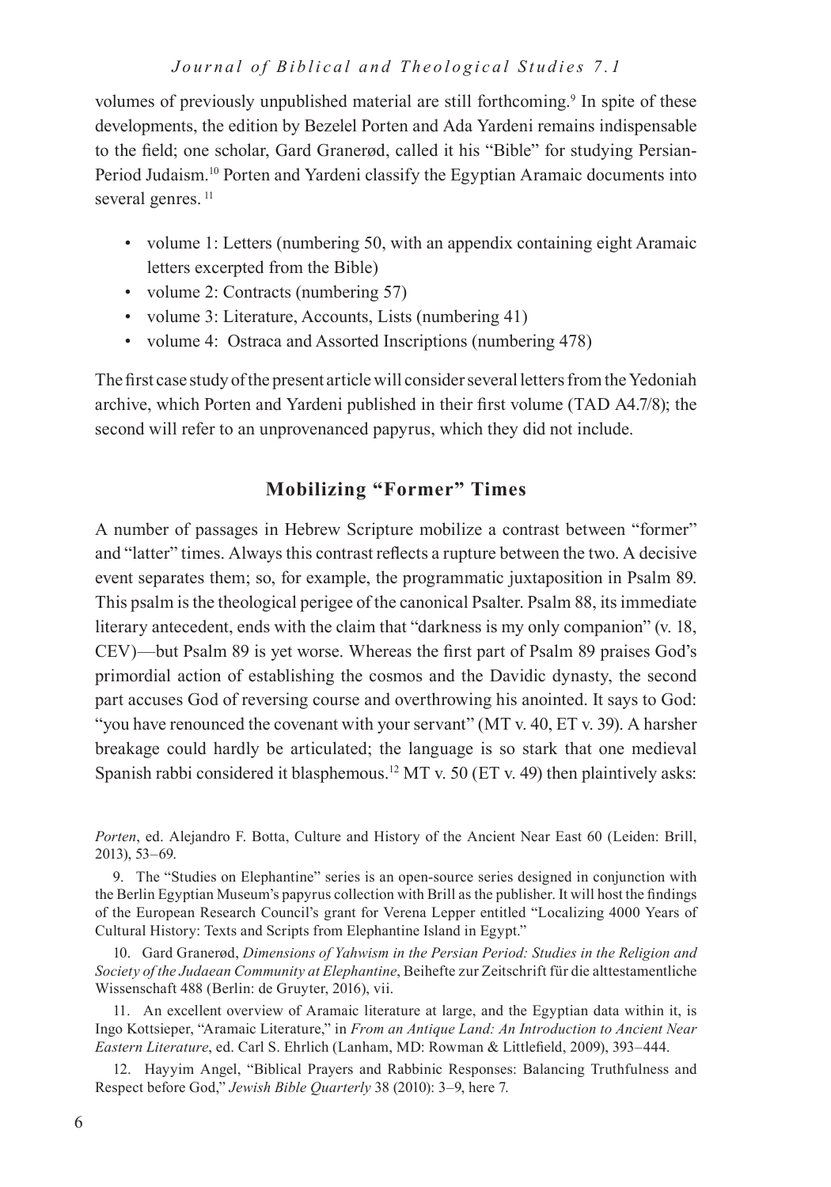volumes of previously unpublished material are still forthcoming.[9] In spite of these developments, the edition by Bezelel Porten and Ada Yardeni remains indispensable to the field; one scholar, Gard Granerød, called it his "Bible" for studying Persian-Period Judaism.[10] Porten and Yardeni classify the Egyptian Aramaic documents into several genres. [11]

- volume 1: Letters (numbering 50, with an appendix containing eight Aramaic letters excerpted from the Bible)
- volume 2: Contracts (numbering 57)
- volume 3: Literature, Accounts, Lists (numbering 41)
- volume 4: Ostraca and Assorted Inscriptions (numbering 478)

The first case study of the present article will consider several letters from the Yedoniah archive, which Porten and Yardeni published in their first volume (TAD A4.7/8); the second will refer to an unprovenanced papyrus, which they did not include.

## Mobilizing "Former" Times

A number of passages in Hebrew Scripture mobilize a contrast between "former" and "latter" times. Always this contrast reflects a rupture between the two. A decisive event separates them; so, for example, the programmatic juxtaposition in Psalm 89. This psalm is the theological perigee of the canonical Psalter. Psalm 88, its immediate literary antecedent, ends with the claim that "darkness is my only companion" (v. 18, CEV)—but Psalm 89 is yet worse. Whereas the first part of Psalm 89 praises God's primordial action of establishing the cosmos and the Davidic dynasty, the second part accuses God of reversing course and overthrowing his anointed. It says to God: "you have renounced the covenant with your servant" (MT v. 40, ET v. 39). A harsher breakage could hardly be articulated; the language is so stark that one medieval Spanish rabbi considered it blasphemous.[12] MT v. 50 (ET v. 49) then plaintively asks:

*Porten*, ed. Alejandro F. Botta, Culture and History of the Ancient Near East 60 (Leiden: Brill, 2013), 53–69.

9. The "Studies on Elephantine" series is an open-source series designed in conjunction with the Berlin Egyptian Museum's papyrus collection with Brill as the publisher. It will host the findings of the European Research Council's grant for Verena Lepper entitled "Localizing 4000 Years of Cultural History: Texts and Scripts from Elephantine Island in Egypt."

10. Gard Granerød, *Dimensions of Yahwism in the Persian Period: Studies in the Religion and Society of the Judaean Community at Elephantine*, Beihefte zur Zeitschrift für die alttestamentliche Wissenschaft 488 (Berlin: de Gruyter, 2016), vii.

11. An excellent overview of Aramaic literature at large, and the Egyptian data within it, is Ingo Kottsieper, "Aramaic Literature," in *From an Antique Land: An Introduction to Ancient Near Eastern Literature*, ed. Carl S. Ehrlich (Lanham, MD: Rowman & Littlefield, 2009), 393–444.

12. Hayyim Angel, "Biblical Prayers and Rabbinic Responses: Balancing Truthfulness and Respect before God," *Jewish Bible Quarterly* 38 (2010): 3–9, here 7.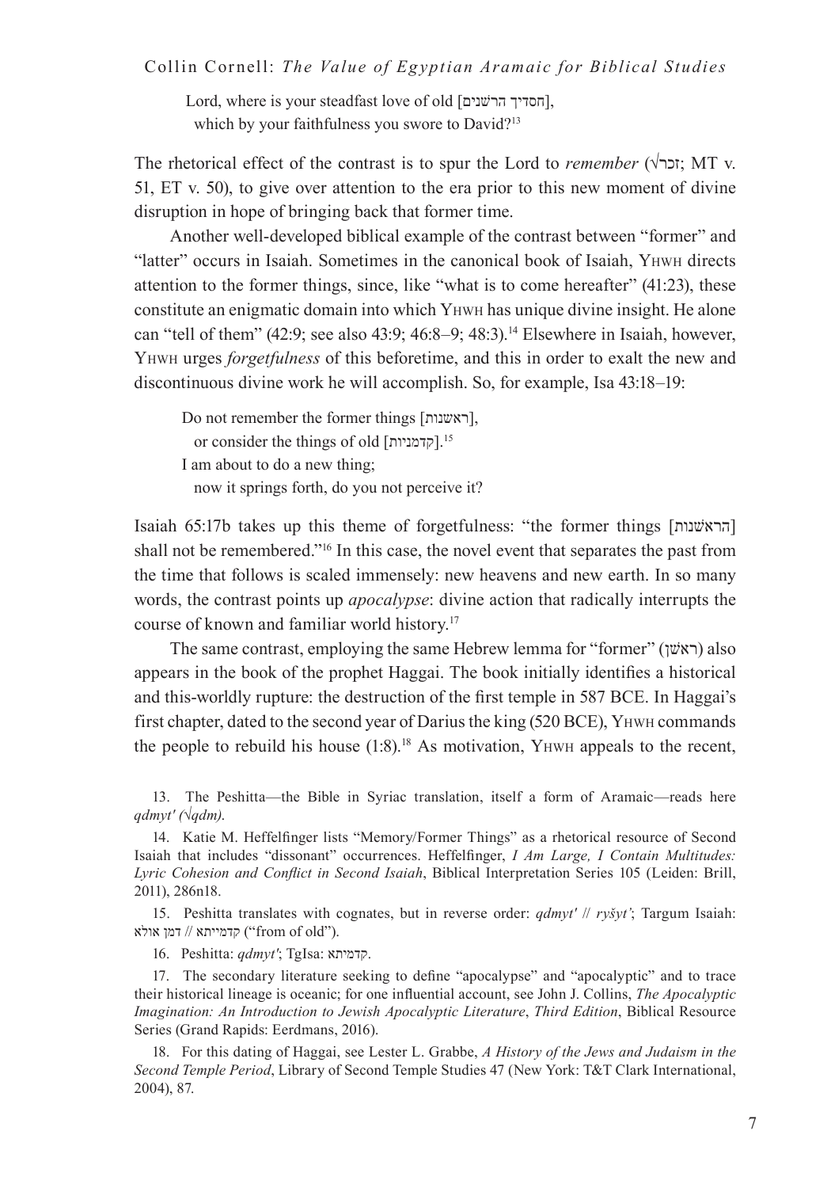Lord, where is your steadfast love of old [חסדיך הרשׁנים],
which by your faithfulness you swore to David?[13]

The rhetorical effect of the contrast is to spur the Lord to *remember* (√זכר; MT v. 51, ET v. 50), to give over attention to the era prior to this new moment of divine disruption in hope of bringing back that former time.

Another well-developed biblical example of the contrast between "former" and "latter" occurs in Isaiah. Sometimes in the canonical book of Isaiah, YHWH directs attention to the former things, since, like "what is to come hereafter" (41:23), these constitute an enigmatic domain into which YHWH has unique divine insight. He alone can "tell of them" (42:9; see also 43:9; 46:8–9; 48:3).[14] Elsewhere in Isaiah, however, YHWH urges *forgetfulness* of this beforetime, and this in order to exalt the new and discontinuous divine work he will accomplish. So, for example, Isa 43:18–19:

> Do not remember the former things [ראשׁנות],
> or consider the things of old [קדמניות].[15]
> I am about to do a new thing;
> now it springs forth, do you not perceive it?

Isaiah 65:17b takes up this theme of forgetfulness: "the former things [הראשׁנות] shall not be remembered."[16] In this case, the novel event that separates the past from the time that follows is scaled immensely: new heavens and new earth. In so many words, the contrast points up *apocalypse*: divine action that radically interrupts the course of known and familiar world history.[17]

The same contrast, employing the same Hebrew lemma for "former" (ראשׁן) also appears in the book of the prophet Haggai. The book initially identifies a historical and this-worldly rupture: the destruction of the first temple in 587 BCE. In Haggai's first chapter, dated to the second year of Darius the king (520 BCE), YHWH commands the people to rebuild his house (1:8).[18] As motivation, YHWH appeals to the recent,

13. The Peshitta—the Bible in Syriac translation, itself a form of Aramaic—reads here *qdmyt' (√qdm)*.

14. Katie M. Heffelfinger lists "Memory/Former Things" as a rhetorical resource of Second Isaiah that includes "dissonant" occurrences. Heffelfinger, *I Am Large, I Contain Multitudes: Lyric Cohesion and Conflict in Second Isaiah*, Biblical Interpretation Series 105 (Leiden: Brill, 2011), 286n18.

15. Peshitta translates with cognates, but in reverse order: *qdmyt'* // *ryšyt'*; Targum Isaiah: קדמייתא // דמן אולא ("from of old").

16. Peshitta: *qdmyt'*; TgIsa: קדמיתא.

17. The secondary literature seeking to define "apocalypse" and "apocalyptic" and to trace their historical lineage is oceanic; for one influential account, see John J. Collins, *The Apocalyptic Imagination: An Introduction to Jewish Apocalyptic Literature*, *Third Edition*, Biblical Resource Series (Grand Rapids: Eerdmans, 2016).

18. For this dating of Haggai, see Lester L. Grabbe, *A History of the Jews and Judaism in the Second Temple Period*, Library of Second Temple Studies 47 (New York: T&T Clark International, 2004), 87.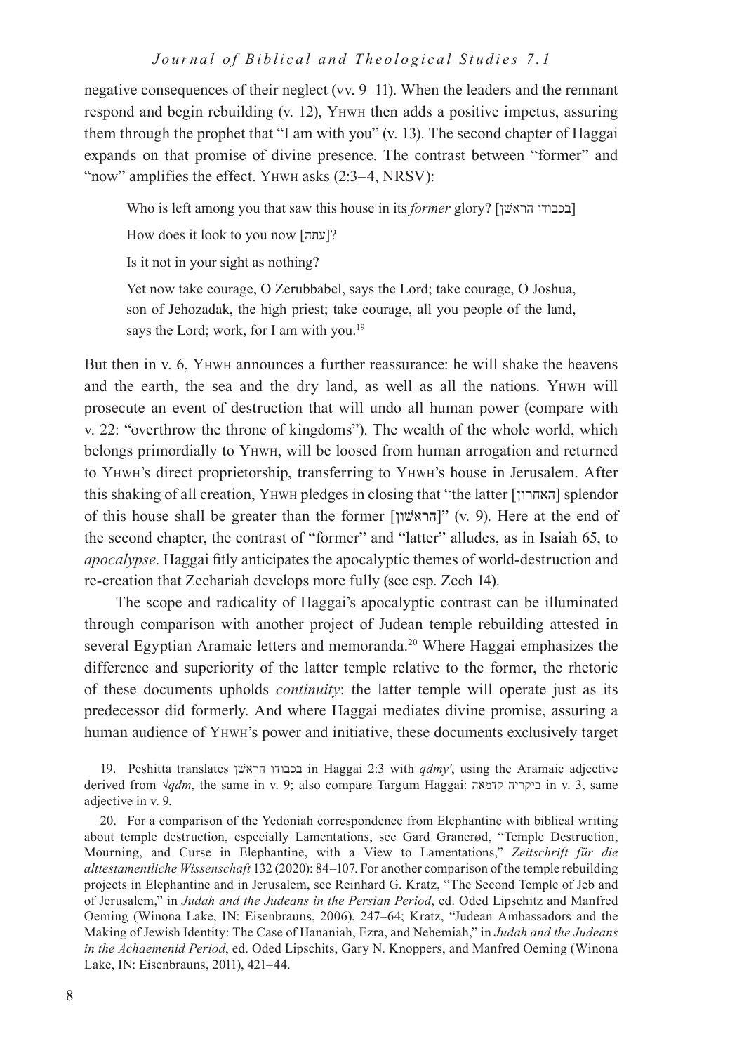negative consequences of their neglect (vv. 9–11). When the leaders and the remnant respond and begin rebuilding (v. 12), YHWH then adds a positive impetus, assuring them through the prophet that "I am with you" (v. 13). The second chapter of Haggai expands on that promise of divine presence. The contrast between "former" and "now" amplifies the effect. YHWH asks (2:3–4, NRSV):

> Who is left among you that saw this house in its *former* glory? [בכבודו הראשׁן]
>
> How does it look to you now [עתה]?
>
> Is it not in your sight as nothing?
>
> Yet now take courage, O Zerubbabel, says the Lord; take courage, O Joshua, son of Jehozadak, the high priest; take courage, all you people of the land, says the Lord; work, for I am with you.[19]

But then in v. 6, YHWH announces a further reassurance: he will shake the heavens and the earth, the sea and the dry land, as well as all the nations. YHWH will prosecute an event of destruction that will undo all human power (compare with v. 22: "overthrow the throne of kingdoms"). The wealth of the whole world, which belongs primordially to YHWH, will be loosed from human arrogation and returned to YHWH's direct proprietorship, transferring to YHWH's house in Jerusalem. After this shaking of all creation, YHWH pledges in closing that "the latter [האחרון] splendor of this house shall be greater than the former [הראשׁון]" (v. 9). Here at the end of the second chapter, the contrast of "former" and "latter" alludes, as in Isaiah 65, to *apocalypse*. Haggai fitly anticipates the apocalyptic themes of world-destruction and re-creation that Zechariah develops more fully (see esp. Zech 14).

The scope and radicality of Haggai's apocalyptic contrast can be illuminated through comparison with another project of Judean temple rebuilding attested in several Egyptian Aramaic letters and memoranda.[20] Where Haggai emphasizes the difference and superiority of the latter temple relative to the former, the rhetoric of these documents upholds *continuity*: the latter temple will operate just as its predecessor did formerly. And where Haggai mediates divine promise, assuring a human audience of YHWH's power and initiative, these documents exclusively target

19. Peshitta translates בכבודו הראשׁן in Haggai 2:3 with *qdmy'*, using the Aramaic adjective derived from √*qdm*, the same in v. 9; also compare Targum Haggai: ביקריה קדמאה in v. 3, same adjective in v. 9.

20. For a comparison of the Yedoniah correspondence from Elephantine with biblical writing about temple destruction, especially Lamentations, see Gard Granerød, "Temple Destruction, Mourning, and Curse in Elephantine, with a View to Lamentations," *Zeitschrift für die alttestamentliche Wissenschaft* 132 (2020): 84–107. For another comparison of the temple rebuilding projects in Elephantine and in Jerusalem, see Reinhard G. Kratz, "The Second Temple of Jeb and of Jerusalem," in *Judah and the Judeans in the Persian Period*, ed. Oded Lipschitz and Manfred Oeming (Winona Lake, IN: Eisenbrauns, 2006), 247–64; Kratz, "Judean Ambassadors and the Making of Jewish Identity: The Case of Hananiah, Ezra, and Nehemiah," in *Judah and the Judeans in the Achaemenid Period*, ed. Oded Lipschits, Gary N. Knoppers, and Manfred Oeming (Winona Lake, IN: Eisenbrauns, 2011), 421–44.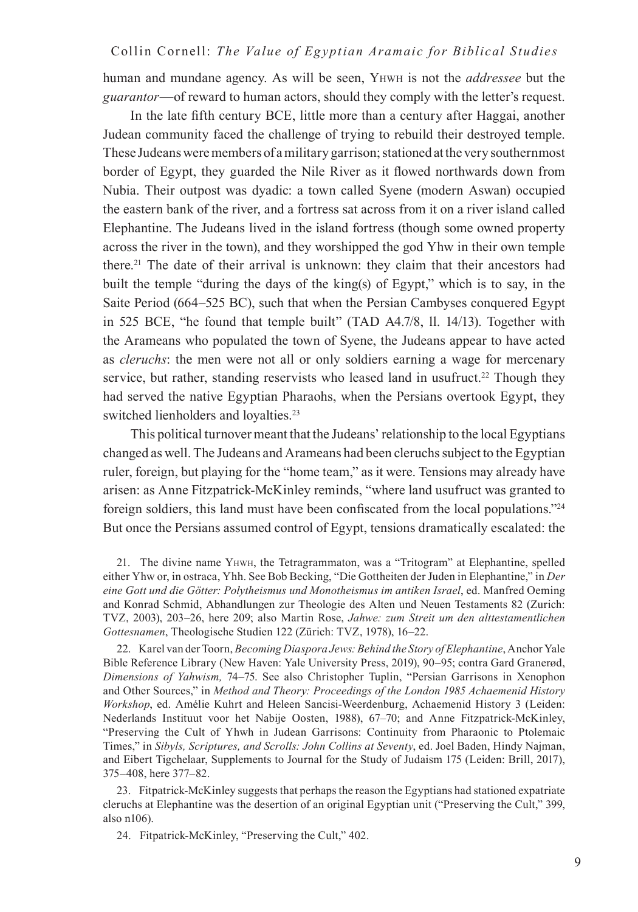human and mundane agency. As will be seen, YHWH is not the *addressee* but the *guarantor*—of reward to human actors, should they comply with the letter's request.

In the late fifth century BCE, little more than a century after Haggai, another Judean community faced the challenge of trying to rebuild their destroyed temple. These Judeans were members of a military garrison; stationed at the very southernmost border of Egypt, they guarded the Nile River as it flowed northwards down from Nubia. Their outpost was dyadic: a town called Syene (modern Aswan) occupied the eastern bank of the river, and a fortress sat across from it on a river island called Elephantine. The Judeans lived in the island fortress (though some owned property across the river in the town), and they worshipped the god Yhw in their own temple there.[21] The date of their arrival is unknown: they claim that their ancestors had built the temple "during the days of the king(s) of Egypt," which is to say, in the Saite Period (664–525 BC), such that when the Persian Cambyses conquered Egypt in 525 BCE, "he found that temple built" (TAD A4.7/8, ll. 14/13). Together with the Arameans who populated the town of Syene, the Judeans appear to have acted as *cleruchs*: the men were not all or only soldiers earning a wage for mercenary service, but rather, standing reservists who leased land in usufruct.[22] Though they had served the native Egyptian Pharaohs, when the Persians overtook Egypt, they switched lienholders and loyalties.[23]

This political turnover meant that the Judeans' relationship to the local Egyptians changed as well. The Judeans and Arameans had been cleruchs subject to the Egyptian ruler, foreign, but playing for the "home team," as it were. Tensions may already have arisen: as Anne Fitzpatrick-McKinley reminds, "where land usufruct was granted to foreign soldiers, this land must have been confiscated from the local populations."[24] But once the Persians assumed control of Egypt, tensions dramatically escalated: the

21. The divine name YHWH, the Tetragrammaton, was a "Tritogram" at Elephantine, spelled either Yhw or, in ostraca, Yhh. See Bob Becking, "Die Gottheiten der Juden in Elephantine," in *Der eine Gott und die Götter: Polytheismus und Monotheismus im antiken Israel*, ed. Manfred Oeming and Konrad Schmid, Abhandlungen zur Theologie des Alten und Neuen Testaments 82 (Zurich: TVZ, 2003), 203–26, here 209; also Martin Rose, *Jahwe: zum Streit um den alttestamentlichen Gottesnamen*, Theologische Studien 122 (Zürich: TVZ, 1978), 16–22.

22. Karel van der Toorn, *Becoming Diaspora Jews: Behind the Story of Elephantine*, Anchor Yale Bible Reference Library (New Haven: Yale University Press, 2019), 90–95; contra Gard Granerød, *Dimensions of Yahwism,* 74–75. See also Christopher Tuplin, "Persian Garrisons in Xenophon and Other Sources," in *Method and Theory: Proceedings of the London 1985 Achaemenid History Workshop*, ed. Amélie Kuhrt and Heleen Sancisi-Weerdenburg, Achaemenid History 3 (Leiden: Nederlands Instituut voor het Nabije Oosten, 1988), 67–70; and Anne Fitzpatrick-McKinley, "Preserving the Cult of Yhwh in Judean Garrisons: Continuity from Pharaonic to Ptolemaic Times," in *Sibyls, Scriptures, and Scrolls: John Collins at Seventy*, ed. Joel Baden, Hindy Najman, and Eibert Tigchelaar, Supplements to Journal for the Study of Judaism 175 (Leiden: Brill, 2017), 375–408, here 377–82.

23. Fitpatrick-McKinley suggests that perhaps the reason the Egyptians had stationed expatriate cleruchs at Elephantine was the desertion of an original Egyptian unit ("Preserving the Cult," 399, also n106).

24. Fitpatrick-McKinley, "Preserving the Cult," 402.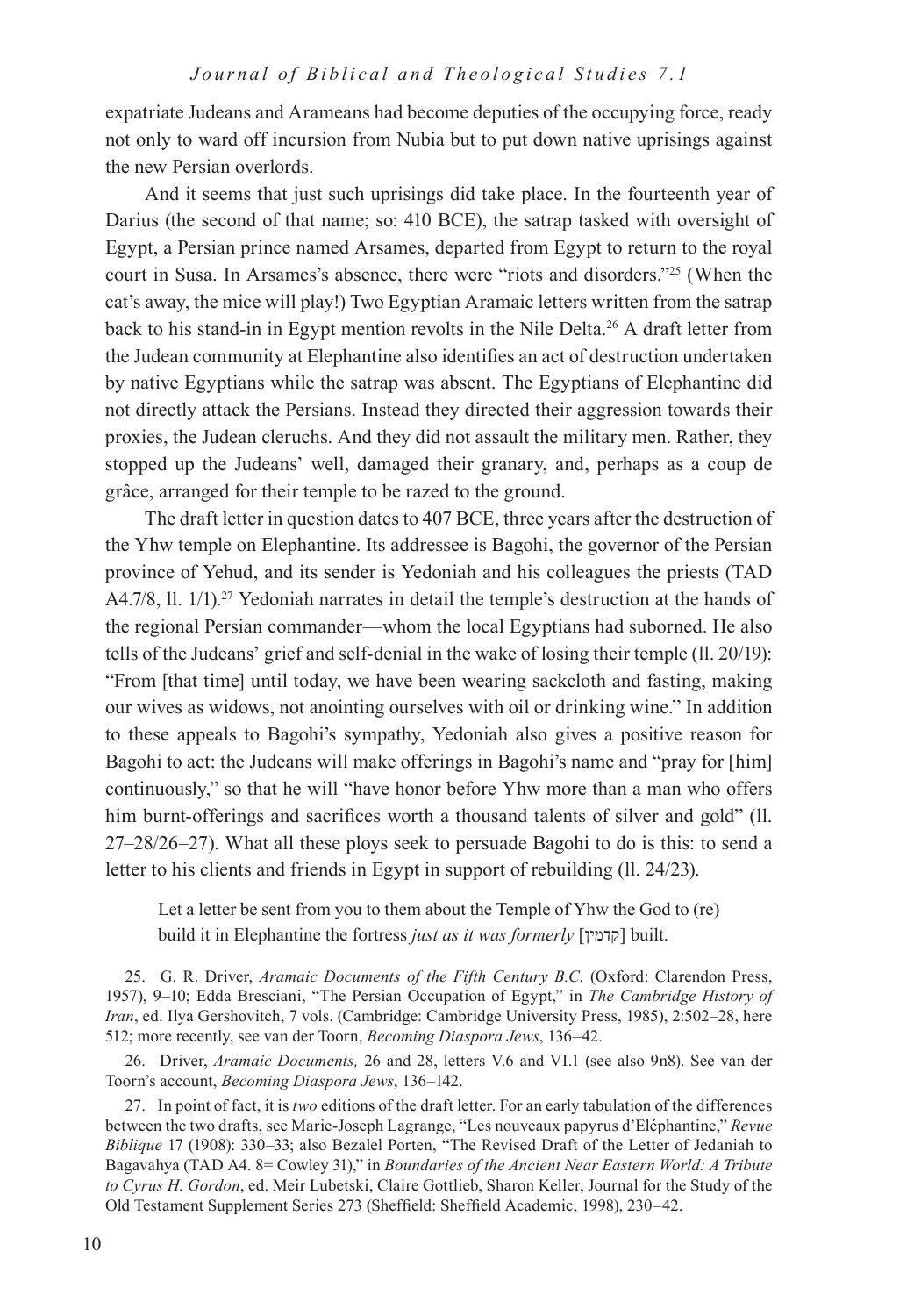expatriate Judeans and Arameans had become deputies of the occupying force, ready not only to ward off incursion from Nubia but to put down native uprisings against the new Persian overlords.

And it seems that just such uprisings did take place. In the fourteenth year of Darius (the second of that name; so: 410 BCE), the satrap tasked with oversight of Egypt, a Persian prince named Arsames, departed from Egypt to return to the royal court in Susa. In Arsames's absence, there were "riots and disorders."[25] (When the cat's away, the mice will play!) Two Egyptian Aramaic letters written from the satrap back to his stand-in in Egypt mention revolts in the Nile Delta.[26] A draft letter from the Judean community at Elephantine also identifies an act of destruction undertaken by native Egyptians while the satrap was absent. The Egyptians of Elephantine did not directly attack the Persians. Instead they directed their aggression towards their proxies, the Judean cleruchs. And they did not assault the military men. Rather, they stopped up the Judeans' well, damaged their granary, and, perhaps as a coup de grâce, arranged for their temple to be razed to the ground.

The draft letter in question dates to 407 BCE, three years after the destruction of the Yhw temple on Elephantine. Its addressee is Bagohi, the governor of the Persian province of Yehud, and its sender is Yedoniah and his colleagues the priests (TAD A4.7/8, ll. 1/1).[27] Yedoniah narrates in detail the temple's destruction at the hands of the regional Persian commander—whom the local Egyptians had suborned. He also tells of the Judeans' grief and self-denial in the wake of losing their temple (ll. 20/19): "From [that time] until today, we have been wearing sackcloth and fasting, making our wives as widows, not anointing ourselves with oil or drinking wine." In addition to these appeals to Bagohi's sympathy, Yedoniah also gives a positive reason for Bagohi to act: the Judeans will make offerings in Bagohi's name and "pray for [him] continuously," so that he will "have honor before Yhw more than a man who offers him burnt-offerings and sacrifices worth a thousand talents of silver and gold" (ll. 27–28/26–27). What all these ploys seek to persuade Bagohi to do is this: to send a letter to his clients and friends in Egypt in support of rebuilding (ll. 24/23).

> Let a letter be sent from you to them about the Temple of Yhw the God to (re) build it in Elephantine the fortress *just as it was formerly* [קדמין] built.

25. G. R. Driver, *Aramaic Documents of the Fifth Century B.C.* (Oxford: Clarendon Press, 1957), 9–10; Edda Bresciani, "The Persian Occupation of Egypt," in *The Cambridge History of Iran*, ed. Ilya Gershovitch, 7 vols. (Cambridge: Cambridge University Press, 1985), 2:502–28, here 512; more recently, see van der Toorn, *Becoming Diaspora Jews*, 136–42.

26. Driver, *Aramaic Documents,* 26 and 28, letters V.6 and VI.1 (see also 9n8). See van der Toorn's account, *Becoming Diaspora Jews*, 136–142.

27. In point of fact, it is *two* editions of the draft letter. For an early tabulation of the differences between the two drafts, see Marie-Joseph Lagrange, "Les nouveaux papyrus d'Eléphantine," *Revue Biblique* 17 (1908): 330–33; also Bezalel Porten, "The Revised Draft of the Letter of Jedaniah to Bagavahya (TAD A4. 8= Cowley 31)," in *Boundaries of the Ancient Near Eastern World: A Tribute to Cyrus H. Gordon*, ed. Meir Lubetski, Claire Gottlieb, Sharon Keller, Journal for the Study of the Old Testament Supplement Series 273 (Sheffield: Sheffield Academic, 1998), 230–42.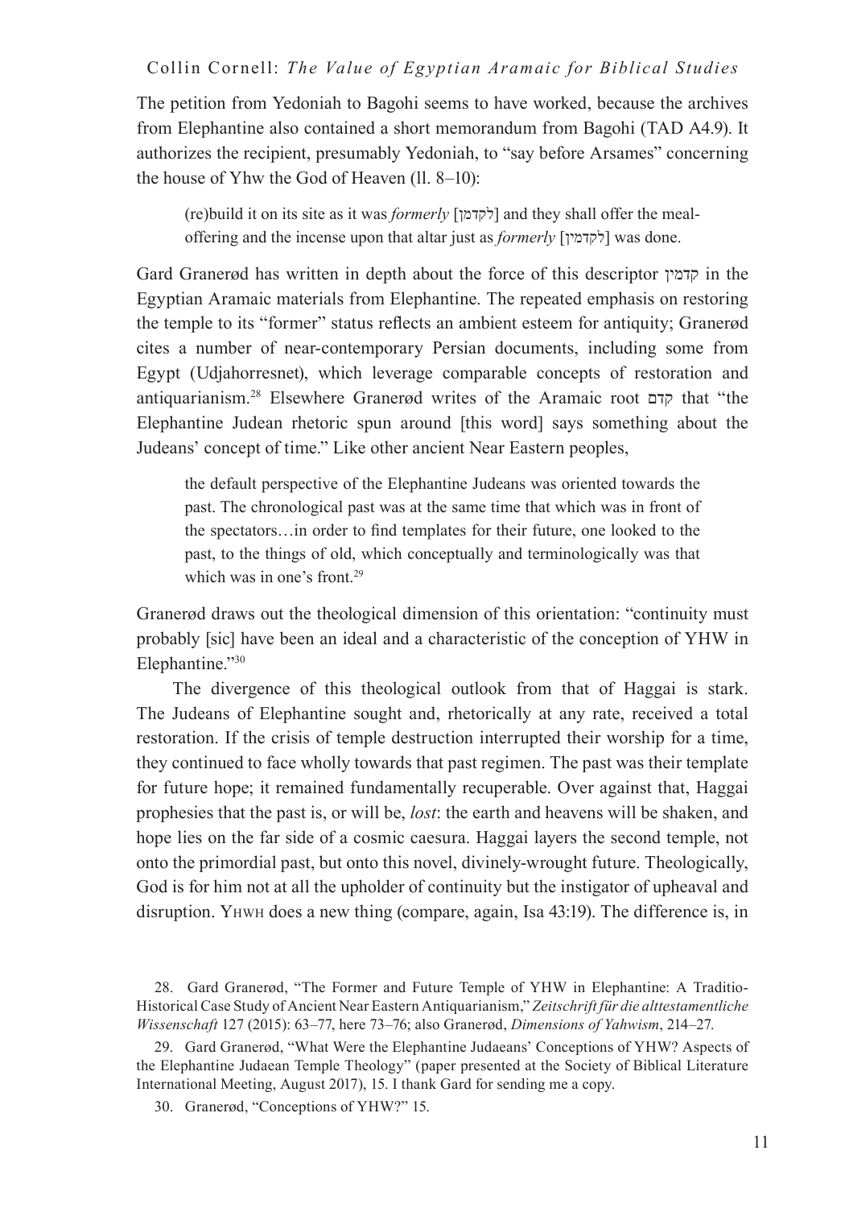The petition from Yedoniah to Bagohi seems to have worked, because the archives from Elephantine also contained a short memorandum from Bagohi (TAD A4.9). It authorizes the recipient, presumably Yedoniah, to "say before Arsames" concerning the house of Yhw the God of Heaven (ll. 8–10):

> (re)build it on its site as it was *formerly* [לקדמן] and they shall offer the meal-offering and the incense upon that altar just as *formerly* [לקדמין] was done.

Gard Granerød has written in depth about the force of this descriptor קדמין in the Egyptian Aramaic materials from Elephantine. The repeated emphasis on restoring the temple to its "former" status reflects an ambient esteem for antiquity; Granerød cites a number of near-contemporary Persian documents, including some from Egypt (Udjahorresnet), which leverage comparable concepts of restoration and antiquarianism.[28] Elsewhere Granerød writes of the Aramaic root קדם that "the Elephantine Judean rhetoric spun around [this word] says something about the Judeans' concept of time." Like other ancient Near Eastern peoples,

> the default perspective of the Elephantine Judeans was oriented towards the past. The chronological past was at the same time that which was in front of the spectators…in order to find templates for their future, one looked to the past, to the things of old, which conceptually and terminologically was that which was in one's front.[29]

Granerød draws out the theological dimension of this orientation: "continuity must probably [sic] have been an ideal and a characteristic of the conception of YHW in Elephantine."[30]

The divergence of this theological outlook from that of Haggai is stark. The Judeans of Elephantine sought and, rhetorically at any rate, received a total restoration. If the crisis of temple destruction interrupted their worship for a time, they continued to face wholly towards that past regimen. The past was their template for future hope; it remained fundamentally recuperable. Over against that, Haggai prophesies that the past is, or will be, *lost*: the earth and heavens will be shaken, and hope lies on the far side of a cosmic caesura. Haggai layers the second temple, not onto the primordial past, but onto this novel, divinely-wrought future. Theologically, God is for him not at all the upholder of continuity but the instigator of upheaval and disruption. YHWH does a new thing (compare, again, Isa 43:19). The difference is, in

28. Gard Granerød, "The Former and Future Temple of YHW in Elephantine: A Traditio-Historical Case Study of Ancient Near Eastern Antiquarianism," *Zeitschrift für die alttestamentliche Wissenschaft* 127 (2015): 63–77, here 73–76; also Granerød, *Dimensions of Yahwism*, 214–27.

29. Gard Granerød, "What Were the Elephantine Judaeans' Conceptions of YHW? Aspects of the Elephantine Judaean Temple Theology" (paper presented at the Society of Biblical Literature International Meeting, August 2017), 15. I thank Gard for sending me a copy.

30. Granerød, "Conceptions of YHW?" 15.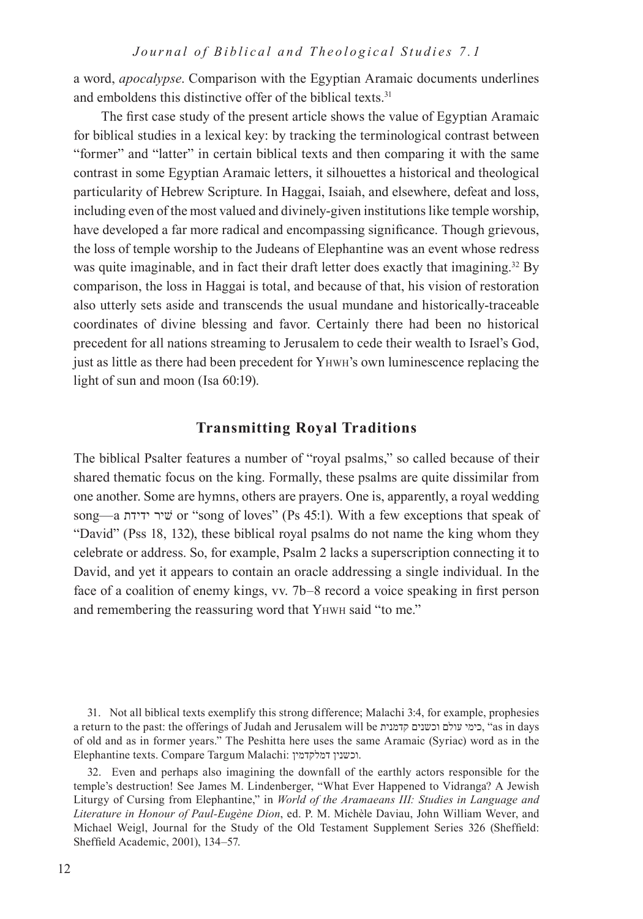a word, *apocalypse*. Comparison with the Egyptian Aramaic documents underlines and emboldens this distinctive offer of the biblical texts.[31]

The first case study of the present article shows the value of Egyptian Aramaic for biblical studies in a lexical key: by tracking the terminological contrast between "former" and "latter" in certain biblical texts and then comparing it with the same contrast in some Egyptian Aramaic letters, it silhouettes a historical and theological particularity of Hebrew Scripture. In Haggai, Isaiah, and elsewhere, defeat and loss, including even of the most valued and divinely-given institutions like temple worship, have developed a far more radical and encompassing significance. Though grievous, the loss of temple worship to the Judeans of Elephantine was an event whose redress was quite imaginable, and in fact their draft letter does exactly that imagining.[32] By comparison, the loss in Haggai is total, and because of that, his vision of restoration also utterly sets aside and transcends the usual mundane and historically-traceable coordinates of divine blessing and favor. Certainly there had been no historical precedent for all nations streaming to Jerusalem to cede their wealth to Israel's God, just as little as there had been precedent for YHWH's own luminescence replacing the light of sun and moon (Isa 60:19).

## Transmitting Royal Traditions

The biblical Psalter features a number of "royal psalms," so called because of their shared thematic focus on the king. Formally, these psalms are quite dissimilar from one another. Some are hymns, others are prayers. One is, apparently, a royal wedding song—a שִׁיר יְדִידֹת or "song of loves" (Ps 45:1). With a few exceptions that speak of "David" (Pss 18, 132), these biblical royal psalms do not name the king whom they celebrate or address. So, for example, Psalm 2 lacks a superscription connecting it to David, and yet it appears to contain an oracle addressing a single individual. In the face of a coalition of enemy kings, vv. 7b–8 record a voice speaking in first person and remembering the reassuring word that YHWH said "to me."

31. Not all biblical texts exemplify this strong difference; Malachi 3:4, for example, prophesies a return to the past: the offerings of Judah and Jerusalem will be כימי עולם וכשנים קדמנית, "as in days of old and as in former years." The Peshitta here uses the same Aramaic (Syriac) word as in the Elephantine texts. Compare Targum Malachi: וכשנין דמלקדמין.

32. Even and perhaps also imagining the downfall of the earthly actors responsible for the temple's destruction! See James M. Lindenberger, "What Ever Happened to Vidranga? A Jewish Liturgy of Cursing from Elephantine," in *World of the Aramaeans III: Studies in Language and Literature in Honour of Paul-Eugène Dion*, ed. P. M. Michèle Daviau, John William Wever, and Michael Weigl, Journal for the Study of the Old Testament Supplement Series 326 (Sheffield: Sheffield Academic, 2001), 134–57.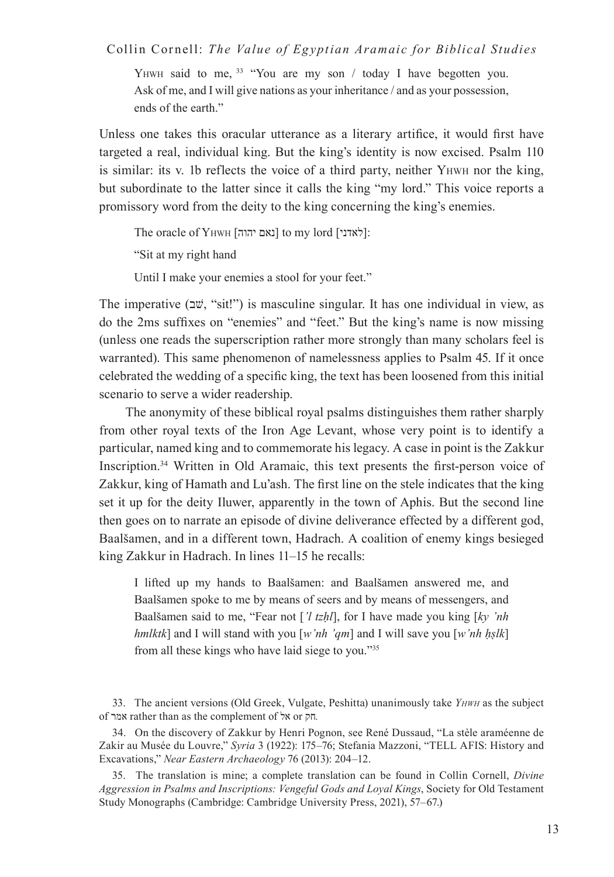YHWH said to me, [33] "You are my son / today I have begotten you. Ask of me, and I will give nations as your inheritance / and as your possession, ends of the earth."

Unless one takes this oracular utterance as a literary artifice, it would first have targeted a real, individual king. But the king's identity is now excised. Psalm 110 is similar: its v. 1b reflects the voice of a third party, neither YHWH nor the king, but subordinate to the latter since it calls the king "my lord." This voice reports a promissory word from the deity to the king concerning the king's enemies.

> The oracle of YHWH [נאם יהוה] to my lord [לאדני]:
>
> "Sit at my right hand
>
> Until I make your enemies a stool for your feet."

The imperative (שֵׁב, "sit!") is masculine singular. It has one individual in view, as do the 2ms suffixes on "enemies" and "feet." But the king's name is now missing (unless one reads the superscription rather more strongly than many scholars feel is warranted). This same phenomenon of namelessness applies to Psalm 45. If it once celebrated the wedding of a specific king, the text has been loosened from this initial scenario to serve a wider readership.

The anonymity of these biblical royal psalms distinguishes them rather sharply from other royal texts of the Iron Age Levant, whose very point is to identify a particular, named king and to commemorate his legacy. A case in point is the Zakkur Inscription.[34] Written in Old Aramaic, this text presents the first-person voice of Zakkur, king of Hamath and Lu'ash. The first line on the stele indicates that the king set it up for the deity Iluwer, apparently in the town of Aphis. But the second line then goes on to narrate an episode of divine deliverance effected by a different god, Baalšamen, and in a different town, Hadrach. A coalition of enemy kings besieged king Zakkur in Hadrach. In lines 11–15 he recalls:

> I lifted up my hands to Baalšamen: and Baalšamen answered me, and Baalšamen spoke to me by means of seers and by means of messengers, and Baalšamen said to me, "Fear not [*'l tzḥl*], for I have made you king [*ky 'nh hmlktk*] and I will stand with you [*w'nh 'qm*] and I will save you [*w'nh ḥṣlk*] from all these kings who have laid siege to you."[35]

33. The ancient versions (Old Greek, Vulgate, Peshitta) unanimously take *YHWH* as the subject of אמר rather than as the complement of אל or חק.

34. On the discovery of Zakkur by Henri Pognon, see René Dussaud, "La stèle araméenne de Zakir au Musée du Louvre," *Syria* 3 (1922): 175–76; Stefania Mazzoni, "TELL AFIS: History and Excavations," *Near Eastern Archaeology* 76 (2013): 204–12.

35. The translation is mine; a complete translation can be found in Collin Cornell, *Divine Aggression in Psalms and Inscriptions: Vengeful Gods and Loyal Kings*, Society for Old Testament Study Monographs (Cambridge: Cambridge University Press, 2021), 57–67.)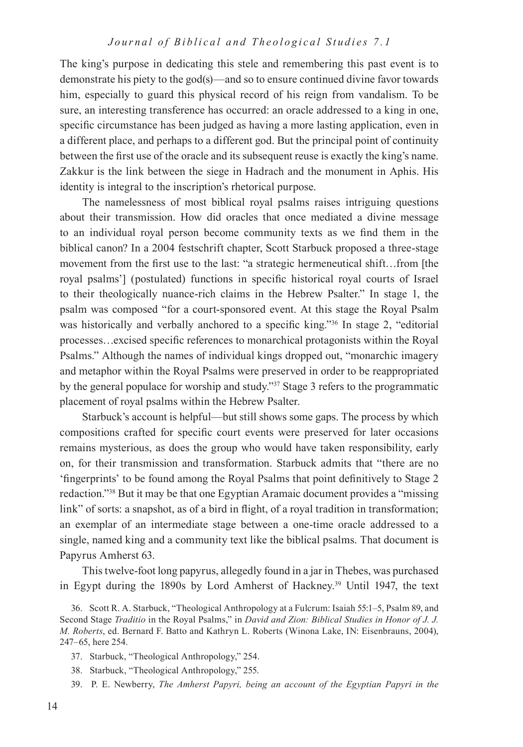The king's purpose in dedicating this stele and remembering this past event is to demonstrate his piety to the god(s)—and so to ensure continued divine favor towards him, especially to guard this physical record of his reign from vandalism. To be sure, an interesting transference has occurred: an oracle addressed to a king in one, specific circumstance has been judged as having a more lasting application, even in a different place, and perhaps to a different god. But the principal point of continuity between the first use of the oracle and its subsequent reuse is exactly the king's name. Zakkur is the link between the siege in Hadrach and the monument in Aphis. His identity is integral to the inscription's rhetorical purpose.

The namelessness of most biblical royal psalms raises intriguing questions about their transmission. How did oracles that once mediated a divine message to an individual royal person become community texts as we find them in the biblical canon? In a 2004 festschrift chapter, Scott Starbuck proposed a three-stage movement from the first use to the last: "a strategic hermeneutical shift…from [the royal psalms'] (postulated) functions in specific historical royal courts of Israel to their theologically nuance-rich claims in the Hebrew Psalter." In stage 1, the psalm was composed "for a court-sponsored event. At this stage the Royal Psalm was historically and verbally anchored to a specific king."[36] In stage 2, "editorial processes…excised specific references to monarchical protagonists within the Royal Psalms." Although the names of individual kings dropped out, "monarchic imagery and metaphor within the Royal Psalms were preserved in order to be reappropriated by the general populace for worship and study."[37] Stage 3 refers to the programmatic placement of royal psalms within the Hebrew Psalter.

Starbuck's account is helpful—but still shows some gaps. The process by which compositions crafted for specific court events were preserved for later occasions remains mysterious, as does the group who would have taken responsibility, early on, for their transmission and transformation. Starbuck admits that "there are no 'fingerprints' to be found among the Royal Psalms that point definitively to Stage 2 redaction."[38] But it may be that one Egyptian Aramaic document provides a "missing link" of sorts: a snapshot, as of a bird in flight, of a royal tradition in transformation; an exemplar of an intermediate stage between a one-time oracle addressed to a single, named king and a community text like the biblical psalms. That document is Papyrus Amherst 63.

This twelve-foot long papyrus, allegedly found in a jar in Thebes, was purchased in Egypt during the 1890s by Lord Amherst of Hackney.[39] Until 1947, the text

36. Scott R. A. Starbuck, "Theological Anthropology at a Fulcrum: Isaiah 55:1–5, Psalm 89, and Second Stage *Traditio* in the Royal Psalms," in *David and Zion: Biblical Studies in Honor of J. J. M. Roberts*, ed. Bernard F. Batto and Kathryn L. Roberts (Winona Lake, IN: Eisenbrauns, 2004), 247–65, here 254.

37. Starbuck, "Theological Anthropology," 254.

38. Starbuck, "Theological Anthropology," 255.

39. P. E. Newberry, *The Amherst Papyri, being an account of the Egyptian Papyri in the*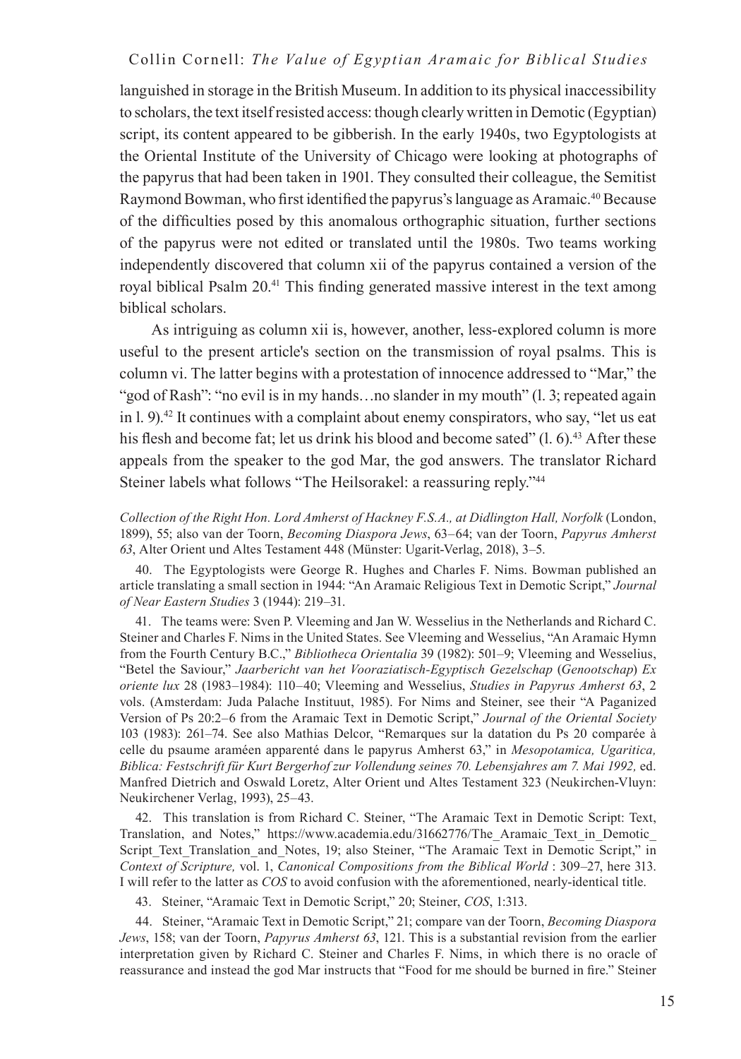languished in storage in the British Museum. In addition to its physical inaccessibility to scholars, the text itself resisted access: though clearly written in Demotic (Egyptian) script, its content appeared to be gibberish. In the early 1940s, two Egyptologists at the Oriental Institute of the University of Chicago were looking at photographs of the papyrus that had been taken in 1901. They consulted their colleague, the Semitist Raymond Bowman, who first identified the papyrus's language as Aramaic.[40] Because of the difficulties posed by this anomalous orthographic situation, further sections of the papyrus were not edited or translated until the 1980s. Two teams working independently discovered that column xii of the papyrus contained a version of the royal biblical Psalm 20.[41] This finding generated massive interest in the text among biblical scholars.

As intriguing as column xii is, however, another, less-explored column is more useful to the present article's section on the transmission of royal psalms. This is column vi. The latter begins with a protestation of innocence addressed to "Mar," the "god of Rash": "no evil is in my hands…no slander in my mouth" (l. 3; repeated again in l. 9).[42] It continues with a complaint about enemy conspirators, who say, "let us eat his flesh and become fat; let us drink his blood and become sated" (l. 6).[43] After these appeals from the speaker to the god Mar, the god answers. The translator Richard Steiner labels what follows "The Heilsorakel: a reassuring reply."[44]

*Collection of the Right Hon. Lord Amherst of Hackney F.S.A., at Didlington Hall, Norfolk* (London, 1899), 55; also van der Toorn, *Becoming Diaspora Jews*, 63–64; van der Toorn, *Papyrus Amherst 63*, Alter Orient und Altes Testament 448 (Münster: Ugarit-Verlag, 2018), 3–5.

40. The Egyptologists were George R. Hughes and Charles F. Nims. Bowman published an article translating a small section in 1944: "An Aramaic Religious Text in Demotic Script," *Journal of Near Eastern Studies* 3 (1944): 219–31.

41. The teams were: Sven P. Vleeming and Jan W. Wesselius in the Netherlands and Richard C. Steiner and Charles F. Nims in the United States. See Vleeming and Wesselius, "An Aramaic Hymn from the Fourth Century B.C.," *Bibliotheca Orientalia* 39 (1982): 501–9; Vleeming and Wesselius, "Betel the Saviour," *Jaarbericht van het Vooraziatisch-Egyptisch Gezelschap* (*Genootschap*) *Ex oriente lux* 28 (1983–1984): 110–40; Vleeming and Wesselius, *Studies in Papyrus Amherst 63*, 2 vols. (Amsterdam: Juda Palache Instituut, 1985). For Nims and Steiner, see their "A Paganized Version of Ps 20:2–6 from the Aramaic Text in Demotic Script," *Journal of the Oriental Society* 103 (1983): 261–74. See also Mathias Delcor, "Remarques sur la datation du Ps 20 comparée à celle du psaume araméen apparenté dans le papyrus Amherst 63," in *Mesopotamica, Ugaritica, Biblica: Festschrift für Kurt Bergerhof zur Vollendung seines 70. Lebensjahres am 7. Mai 1992,* ed. Manfred Dietrich and Oswald Loretz, Alter Orient und Altes Testament 323 (Neukirchen-Vluyn: Neukirchener Verlag, 1993), 25–43.

42. This translation is from Richard C. Steiner, "The Aramaic Text in Demotic Script: Text, Translation, and Notes," https://www.academia.edu/31662776/The_Aramaic_Text_in_Demotic_Script_Text_Translation_and_Notes, 19; also Steiner, "The Aramaic Text in Demotic Script," in *Context of Scripture,* vol. 1, *Canonical Compositions from the Biblical World* : 309–27, here 313. I will refer to the latter as *COS* to avoid confusion with the aforementioned, nearly-identical title.

43. Steiner, "Aramaic Text in Demotic Script," 20; Steiner, *COS*, 1:313.

44. Steiner, "Aramaic Text in Demotic Script," 21; compare van der Toorn, *Becoming Diaspora Jews*, 158; van der Toorn, *Papyrus Amherst 63*, 121. This is a substantial revision from the earlier interpretation given by Richard C. Steiner and Charles F. Nims, in which there is no oracle of reassurance and instead the god Mar instructs that "Food for me should be burned in fire." Steiner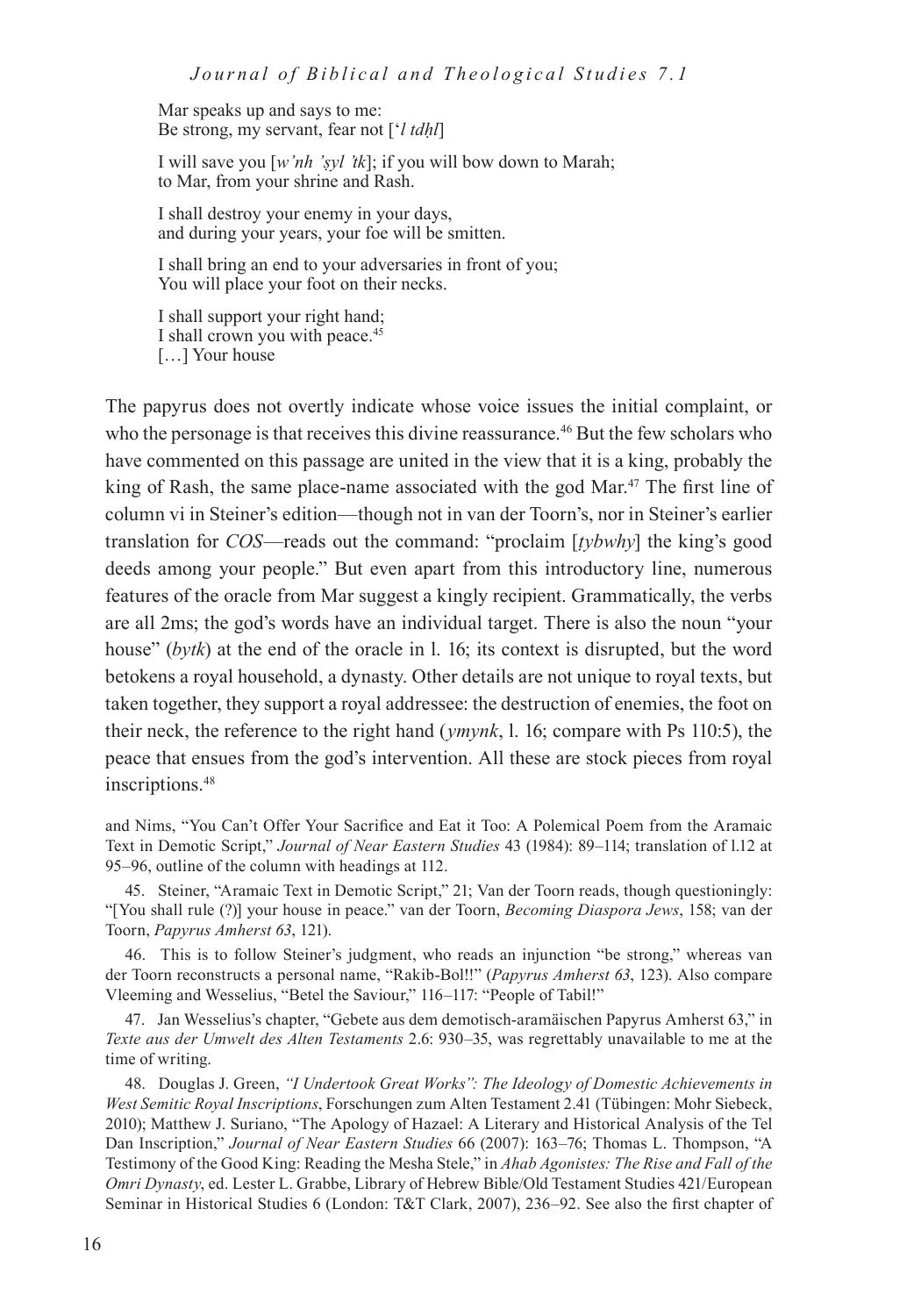Mar speaks up and says to me:
Be strong, my servant, fear not [*ʿl tdḥl*]

I will save you [*w'nh 'ṣyl 'tk*]; if you will bow down to Marah;
to Mar, from your shrine and Rash.

I shall destroy your enemy in your days,
and during your years, your foe will be smitten.

I shall bring an end to your adversaries in front of you;
You will place your foot on their necks.

I shall support your right hand;
I shall crown you with peace.[45]
[…] Your house

The papyrus does not overtly indicate whose voice issues the initial complaint, or who the personage is that receives this divine reassurance.[46] But the few scholars who have commented on this passage are united in the view that it is a king, probably the king of Rash, the same place-name associated with the god Mar.[47] The first line of column vi in Steiner's edition—though not in van der Toorn's, nor in Steiner's earlier translation for *COS*—reads out the command: "proclaim [*ṭybwhy*] the king's good deeds among your people." But even apart from this introductory line, numerous features of the oracle from Mar suggest a kingly recipient. Grammatically, the verbs are all 2ms; the god's words have an individual target. There is also the noun "your house" (*bytk*) at the end of the oracle in l. 16; its context is disrupted, but the word betokens a royal household, a dynasty. Other details are not unique to royal texts, but taken together, they support a royal addressee: the destruction of enemies, the foot on their neck, the reference to the right hand (*ymynk*, l. 16; compare with Ps 110:5), the peace that ensues from the god's intervention. All these are stock pieces from royal inscriptions.[48]

and Nims, "You Can't Offer Your Sacrifice and Eat it Too: A Polemical Poem from the Aramaic Text in Demotic Script," *Journal of Near Eastern Studies* 43 (1984): 89–114; translation of l.12 at 95–96, outline of the column with headings at 112.

45. Steiner, "Aramaic Text in Demotic Script," 21; Van der Toorn reads, though questioningly: "[You shall rule (?)] your house in peace." van der Toorn, *Becoming Diaspora Jews*, 158; van der Toorn, *Papyrus Amherst 63*, 121).

46. This is to follow Steiner's judgment, who reads an injunction "be strong," whereas van der Toorn reconstructs a personal name, "Rakib-Bol!!" (*Papyrus Amherst 63*, 123). Also compare Vleeming and Wesselius, "Betel the Saviour," 116–117: "People of Tabil!"

47. Jan Wesselius's chapter, "Gebete aus dem demotisch-aramäischen Papyrus Amherst 63," in *Texte aus der Umwelt des Alten Testaments* 2.6: 930–35, was regrettably unavailable to me at the time of writing.

48. Douglas J. Green, *"I Undertook Great Works": The Ideology of Domestic Achievements in West Semitic Royal Inscriptions*, Forschungen zum Alten Testament 2.41 (Tübingen: Mohr Siebeck, 2010); Matthew J. Suriano, "The Apology of Hazael: A Literary and Historical Analysis of the Tel Dan Inscription," *Journal of Near Eastern Studies* 66 (2007): 163–76; Thomas L. Thompson, "A Testimony of the Good King: Reading the Mesha Stele," in *Ahab Agonistes: The Rise and Fall of the Omri Dynasty*, ed. Lester L. Grabbe, Library of Hebrew Bible/Old Testament Studies 421/European Seminar in Historical Studies 6 (London: T&T Clark, 2007), 236–92. See also the first chapter of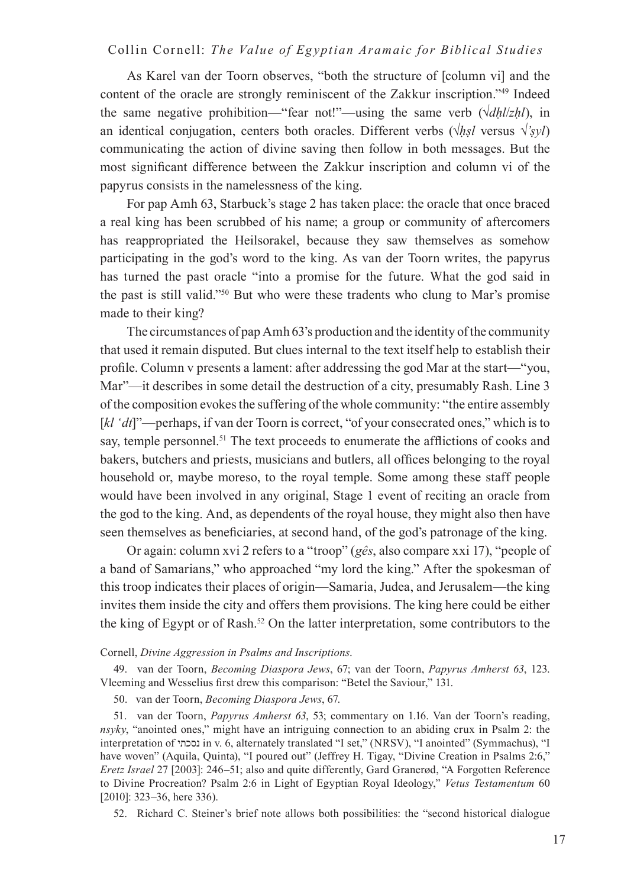As Karel van der Toorn observes, "both the structure of [column vi] and the content of the oracle are strongly reminiscent of the Zakkur inscription."[49] Indeed the same negative prohibition—"fear not!"—using the same verb (√*dḥl*/*zḥl*), in an identical conjugation, centers both oracles. Different verbs (√*ḥṣl* versus √*'ṣyl*) communicating the action of divine saving then follow in both messages. But the most significant difference between the Zakkur inscription and column vi of the papyrus consists in the namelessness of the king.

For pap Amh 63, Starbuck's stage 2 has taken place: the oracle that once braced a real king has been scrubbed of his name; a group or community of aftercomers has reappropriated the Heilsorakel, because they saw themselves as somehow participating in the god's word to the king. As van der Toorn writes, the papyrus has turned the past oracle "into a promise for the future. What the god said in the past is still valid."[50] But who were these tradents who clung to Mar's promise made to their king?

The circumstances of pap Amh 63's production and the identity of the community that used it remain disputed. But clues internal to the text itself help to establish their profile. Column v presents a lament: after addressing the god Mar at the start—"you, Mar"—it describes in some detail the destruction of a city, presumably Rash. Line 3 of the composition evokes the suffering of the whole community: "the entire assembly [*kl 'dt*]"—perhaps, if van der Toorn is correct, "of your consecrated ones," which is to say, temple personnel.[51] The text proceeds to enumerate the afflictions of cooks and bakers, butchers and priests, musicians and butlers, all offices belonging to the royal household or, maybe moreso, to the royal temple. Some among these staff people would have been involved in any original, Stage 1 event of reciting an oracle from the god to the king. And, as dependents of the royal house, they might also then have seen themselves as beneficiaries, at second hand, of the god's patronage of the king.

Or again: column xvi 2 refers to a "troop" (*gês*, also compare xxi 17), "people of a band of Samarians," who approached "my lord the king." After the spokesman of this troop indicates their places of origin—Samaria, Judea, and Jerusalem—the king invites them inside the city and offers them provisions. The king here could be either the king of Egypt or of Rash.[52] On the latter interpretation, some contributors to the

Cornell, *Divine Aggression in Psalms and Inscriptions*.

49. van der Toorn, *Becoming Diaspora Jews*, 67; van der Toorn, *Papyrus Amherst 63*, 123. Vleeming and Wesselius first drew this comparison: "Betel the Saviour," 131.

50. van der Toorn, *Becoming Diaspora Jews*, 67.

51. van der Toorn, *Papyrus Amherst 63*, 53; commentary on 1.16. Van der Toorn's reading, *nsyky*, "anointed ones," might have an intriguing connection to an abiding crux in Psalm 2: the interpretation of נסכתי in v. 6, alternately translated "I set," (NRSV), "I anointed" (Symmachus), "I have woven" (Aquila, Quinta), "I poured out" (Jeffrey H. Tigay, "Divine Creation in Psalms 2:6," *Eretz Israel* 27 [2003]: 246–51; also and quite differently, Gard Granerød, "A Forgotten Reference to Divine Procreation? Psalm 2:6 in Light of Egyptian Royal Ideology," *Vetus Testamentum* 60 [2010]: 323–36, here 336).

52. Richard C. Steiner's brief note allows both possibilities: the "second historical dialogue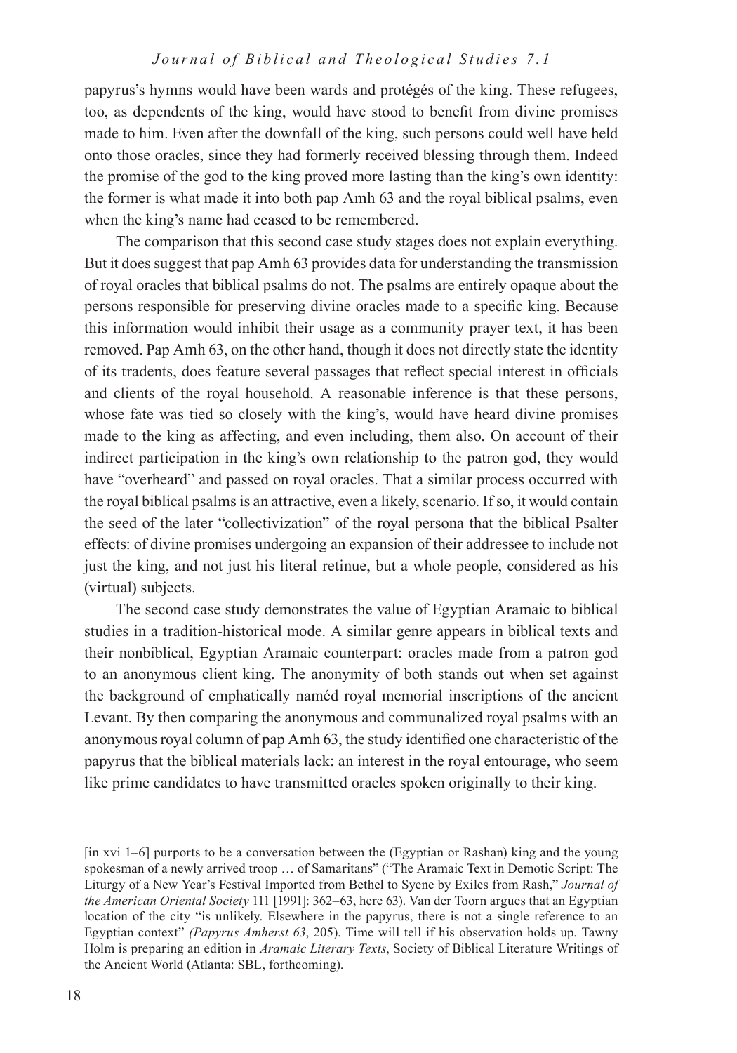papyrus's hymns would have been wards and protégés of the king. These refugees, too, as dependents of the king, would have stood to benefit from divine promises made to him. Even after the downfall of the king, such persons could well have held onto those oracles, since they had formerly received blessing through them. Indeed the promise of the god to the king proved more lasting than the king's own identity: the former is what made it into both pap Amh 63 and the royal biblical psalms, even when the king's name had ceased to be remembered.

The comparison that this second case study stages does not explain everything. But it does suggest that pap Amh 63 provides data for understanding the transmission of royal oracles that biblical psalms do not. The psalms are entirely opaque about the persons responsible for preserving divine oracles made to a specific king. Because this information would inhibit their usage as a community prayer text, it has been removed. Pap Amh 63, on the other hand, though it does not directly state the identity of its tradents, does feature several passages that reflect special interest in officials and clients of the royal household. A reasonable inference is that these persons, whose fate was tied so closely with the king's, would have heard divine promises made to the king as affecting, and even including, them also. On account of their indirect participation in the king's own relationship to the patron god, they would have "overheard" and passed on royal oracles. That a similar process occurred with the royal biblical psalms is an attractive, even a likely, scenario. If so, it would contain the seed of the later "collectivization" of the royal persona that the biblical Psalter effects: of divine promises undergoing an expansion of their addressee to include not just the king, and not just his literal retinue, but a whole people, considered as his (virtual) subjects.

The second case study demonstrates the value of Egyptian Aramaic to biblical studies in a tradition-historical mode. A similar genre appears in biblical texts and their nonbiblical, Egyptian Aramaic counterpart: oracles made from a patron god to an anonymous client king. The anonymity of both stands out when set against the background of emphatically naméd royal memorial inscriptions of the ancient Levant. By then comparing the anonymous and communalized royal psalms with an anonymous royal column of pap Amh 63, the study identified one characteristic of the papyrus that the biblical materials lack: an interest in the royal entourage, who seem like prime candidates to have transmitted oracles spoken originally to their king.

---

[in xvi 1–6] purports to be a conversation between the (Egyptian or Rashan) king and the young spokesman of a newly arrived troop … of Samaritans" ("The Aramaic Text in Demotic Script: The Liturgy of a New Year's Festival Imported from Bethel to Syene by Exiles from Rash," *Journal of the American Oriental Society* 111 [1991]: 362–63, here 63). Van der Toorn argues that an Egyptian location of the city "is unlikely. Elsewhere in the papyrus, there is not a single reference to an Egyptian context" *(Papyrus Amherst 63*, 205). Time will tell if his observation holds up. Tawny Holm is preparing an edition in *Aramaic Literary Texts*, Society of Biblical Literature Writings of the Ancient World (Atlanta: SBL, forthcoming).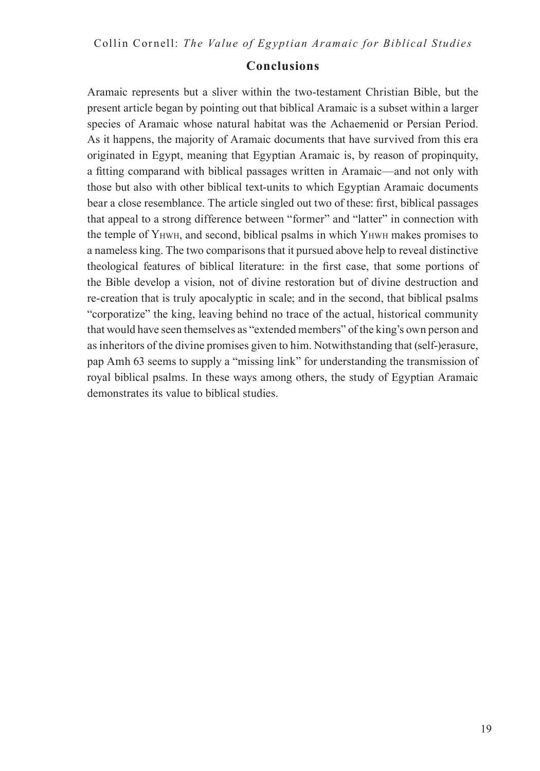## Conclusions

Aramaic represents but a sliver within the two-testament Christian Bible, but the present article began by pointing out that biblical Aramaic is a subset within a larger species of Aramaic whose natural habitat was the Achaemenid or Persian Period. As it happens, the majority of Aramaic documents that have survived from this era originated in Egypt, meaning that Egyptian Aramaic is, by reason of propinquity, a fitting comparand with biblical passages written in Aramaic—and not only with those but also with other biblical text-units to which Egyptian Aramaic documents bear a close resemblance. The article singled out two of these: first, biblical passages that appeal to a strong difference between "former" and "latter" in connection with the temple of Yhwh, and second, biblical psalms in which Yhwh makes promises to a nameless king. The two comparisons that it pursued above help to reveal distinctive theological features of biblical literature: in the first case, that some portions of the Bible develop a vision, not of divine restoration but of divine destruction and re-creation that is truly apocalyptic in scale; and in the second, that biblical psalms "corporatize" the king, leaving behind no trace of the actual, historical community that would have seen themselves as "extended members" of the king's own person and as inheritors of the divine promises given to him. Notwithstanding that (self-)erasure, pap Amh 63 seems to supply a "missing link" for understanding the transmission of royal biblical psalms. In these ways among others, the study of Egyptian Aramaic demonstrates its value to biblical studies.